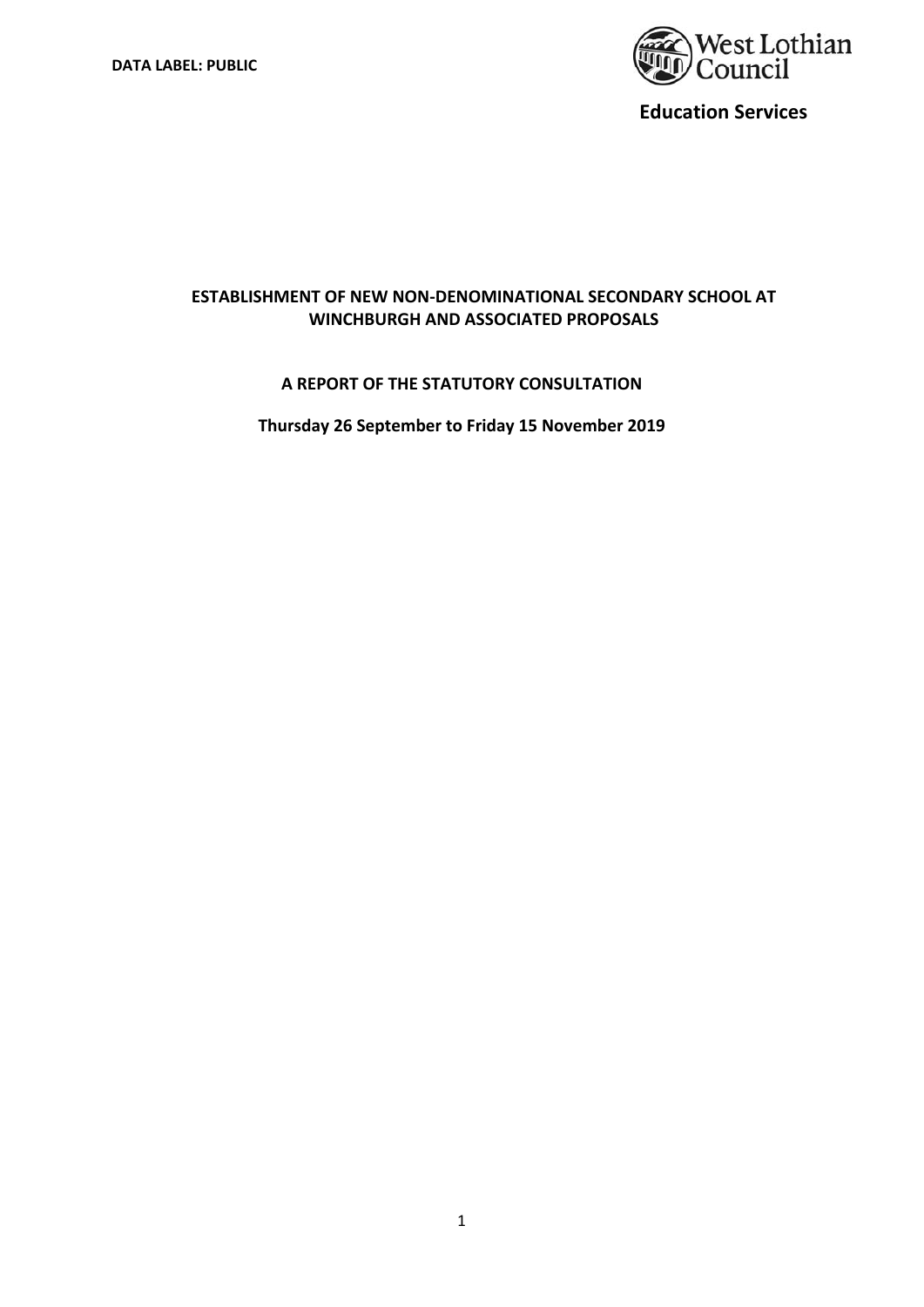**DATA LABEL: PUBLIC**

West Lothian Council

**Education Services**

# ESTABLISHMENT OF NEW NON-DENOMINATIONAL SECONDARY SCHOOL AT WINCHBURGH AND ASSOCIATED PROPOSALS

## A REPORT OF THE STATUTORY CONSULTATION

**Thursday 26 September to Friday 15 November 2019**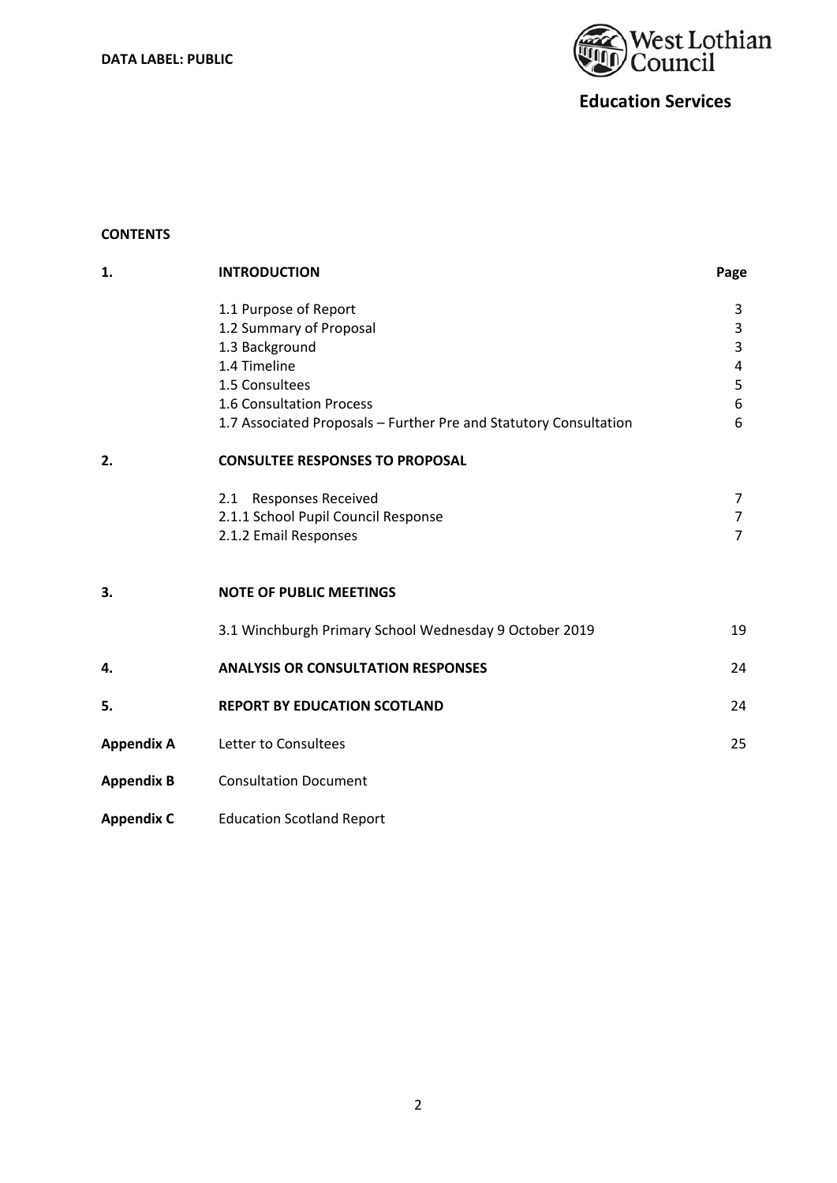**DATA LABEL: PUBLIC**

West Lothian Council

**Education Services**

**CONTENTS**

| | | |
|---|---|---|
| **1.** | **INTRODUCTION** | **Page** |
| | 1.1 Purpose of Report | 3 |
| | 1.2 Summary of Proposal | 3 |
| | 1.3 Background | 3 |
| | 1.4 Timeline | 4 |
| | 1.5 Consultees | 5 |
| | 1.6 Consultation Process | 6 |
| | 1.7 Associated Proposals – Further Pre and Statutory Consultation | 6 |
| **2.** | **CONSULTEE RESPONSES TO PROPOSAL** | |
| | 2.1 Responses Received | 7 |
| | 2.1.1 School Pupil Council Response | 7 |
| | 2.1.2 Email Responses | 7 |
| **3.** | **NOTE OF PUBLIC MEETINGS** | |
| | 3.1 Winchburgh Primary School Wednesday 9 October 2019 | 19 |
| **4.** | **ANALYSIS OR CONSULTATION RESPONSES** | 24 |
| **5.** | **REPORT BY EDUCATION SCOTLAND** | 24 |
| **Appendix A** | Letter to Consultees | 25 |
| **Appendix B** | Consultation Document | |
| **Appendix C** | Education Scotland Report | |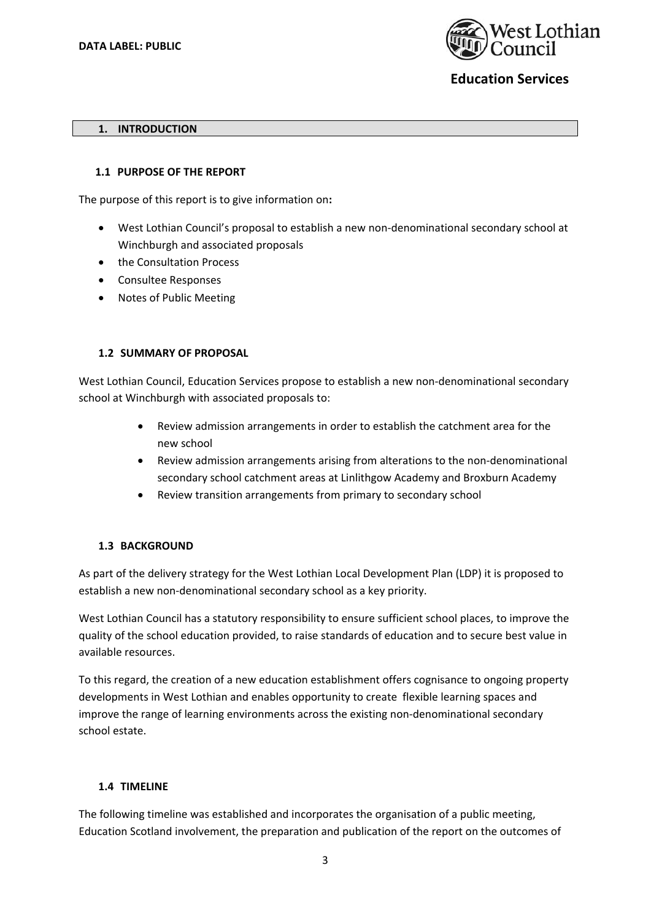## 1. INTRODUCTION

### 1.1 PURPOSE OF THE REPORT

The purpose of this report is to give information on**:**

- West Lothian Council's proposal to establish a new non-denominational secondary school at Winchburgh and associated proposals
- the Consultation Process
- Consultee Responses
- Notes of Public Meeting

### 1.2 SUMMARY OF PROPOSAL

West Lothian Council, Education Services propose to establish a new non-denominational secondary school at Winchburgh with associated proposals to:

- Review admission arrangements in order to establish the catchment area for the new school
- Review admission arrangements arising from alterations to the non-denominational secondary school catchment areas at Linlithgow Academy and Broxburn Academy
- Review transition arrangements from primary to secondary school

### 1.3 BACKGROUND

As part of the delivery strategy for the West Lothian Local Development Plan (LDP) it is proposed to establish a new non-denominational secondary school as a key priority.

West Lothian Council has a statutory responsibility to ensure sufficient school places, to improve the quality of the school education provided, to raise standards of education and to secure best value in available resources.

To this regard, the creation of a new education establishment offers cognisance to ongoing property developments in West Lothian and enables opportunity to create flexible learning spaces and improve the range of learning environments across the existing non-denominational secondary school estate.

### 1.4 TIMELINE

The following timeline was established and incorporates the organisation of a public meeting, Education Scotland involvement, the preparation and publication of the report on the outcomes of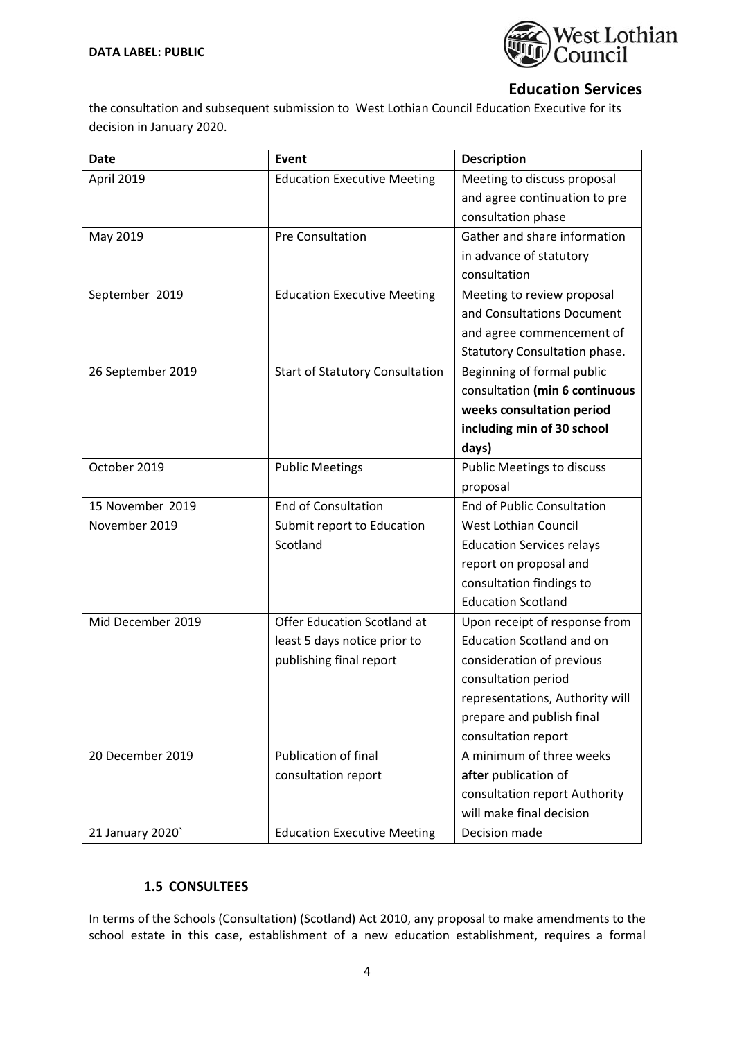the consultation and subsequent submission to West Lothian Council Education Executive for its decision in January 2020.

| Date | Event | Description |
|---|---|---|
| April 2019 | Education Executive Meeting | Meeting to discuss proposal and agree continuation to pre consultation phase |
| May 2019 | Pre Consultation | Gather and share information in advance of statutory consultation |
| September 2019 | Education Executive Meeting | Meeting to review proposal and Consultations Document and agree commencement of Statutory Consultation phase. |
| 26 September 2019 | Start of Statutory Consultation | Beginning of formal public consultation **(min 6 continuous weeks consultation period including min of 30 school days)** |
| October 2019 | Public Meetings | Public Meetings to discuss proposal |
| 15 November 2019 | End of Consultation | End of Public Consultation |
| November 2019 | Submit report to Education Scotland | West Lothian Council Education Services relays report on proposal and consultation findings to Education Scotland |
| Mid December 2019 | Offer Education Scotland at least 5 days notice prior to publishing final report | Upon receipt of response from Education Scotland and on consideration of previous consultation period representations, Authority will prepare and publish final consultation report |
| 20 December 2019 | Publication of final consultation report | A minimum of three weeks **after** publication of consultation report Authority will make final decision |
| 21 January 2020` | Education Executive Meeting | Decision made |

### 1.5 CONSULTEES

In terms of the Schools (Consultation) (Scotland) Act 2010, any proposal to make amendments to the school estate in this case, establishment of a new education establishment, requires a formal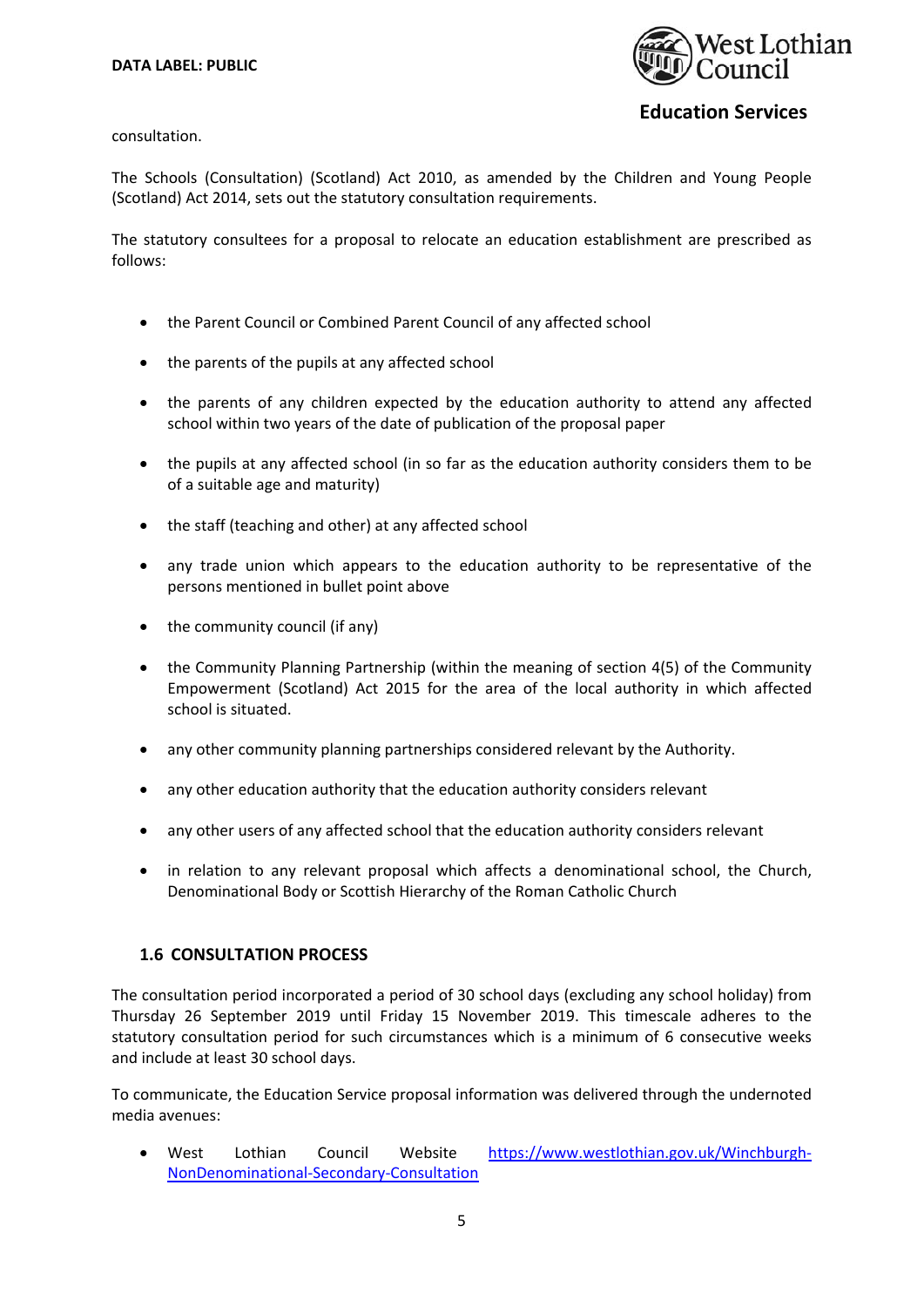consultation.

The Schools (Consultation) (Scotland) Act 2010, as amended by the Children and Young People (Scotland) Act 2014, sets out the statutory consultation requirements.

The statutory consultees for a proposal to relocate an education establishment are prescribed as follows:

- the Parent Council or Combined Parent Council of any affected school
- the parents of the pupils at any affected school
- the parents of any children expected by the education authority to attend any affected school within two years of the date of publication of the proposal paper
- the pupils at any affected school (in so far as the education authority considers them to be of a suitable age and maturity)
- the staff (teaching and other) at any affected school
- any trade union which appears to the education authority to be representative of the persons mentioned in bullet point above
- the community council (if any)
- the Community Planning Partnership (within the meaning of section 4(5) of the Community Empowerment (Scotland) Act 2015 for the area of the local authority in which affected school is situated.
- any other community planning partnerships considered relevant by the Authority.
- any other education authority that the education authority considers relevant
- any other users of any affected school that the education authority considers relevant
- in relation to any relevant proposal which affects a denominational school, the Church, Denominational Body or Scottish Hierarchy of the Roman Catholic Church

### 1.6 CONSULTATION PROCESS

The consultation period incorporated a period of 30 school days (excluding any school holiday) from Thursday 26 September 2019 until Friday 15 November 2019. This timescale adheres to the statutory consultation period for such circumstances which is a minimum of 6 consecutive weeks and include at least 30 school days.

To communicate, the Education Service proposal information was delivered through the undernoted media avenues:

- West Lothian Council Website https://www.westlothian.gov.uk/Winchburgh-NonDenominational-Secondary-Consultation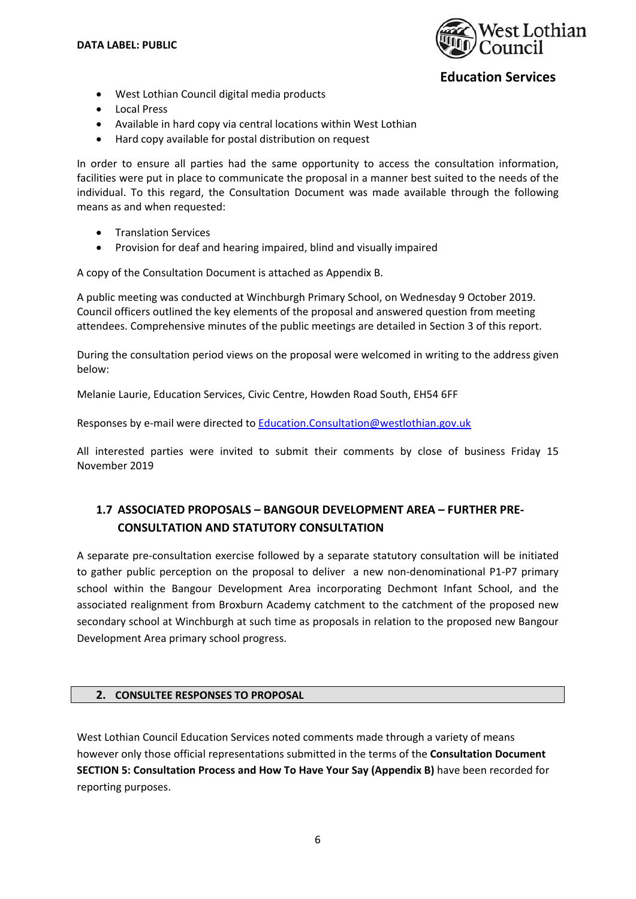- West Lothian Council digital media products
- Local Press
- Available in hard copy via central locations within West Lothian
- Hard copy available for postal distribution on request

In order to ensure all parties had the same opportunity to access the consultation information, facilities were put in place to communicate the proposal in a manner best suited to the needs of the individual. To this regard, the Consultation Document was made available through the following means as and when requested:

- Translation Services
- Provision for deaf and hearing impaired, blind and visually impaired

A copy of the Consultation Document is attached as Appendix B.

A public meeting was conducted at Winchburgh Primary School, on Wednesday 9 October 2019. Council officers outlined the key elements of the proposal and answered question from meeting attendees. Comprehensive minutes of the public meetings are detailed in Section 3 of this report.

During the consultation period views on the proposal were welcomed in writing to the address given below:

Melanie Laurie, Education Services, Civic Centre, Howden Road South, EH54 6FF

Responses by e-mail were directed to Education.Consultation@westlothian.gov.uk

All interested parties were invited to submit their comments by close of business Friday 15 November 2019

### 1.7 ASSOCIATED PROPOSALS – BANGOUR DEVELOPMENT AREA – FURTHER PRE-CONSULTATION AND STATUTORY CONSULTATION

A separate pre-consultation exercise followed by a separate statutory consultation will be initiated to gather public perception on the proposal to deliver a new non-denominational P1-P7 primary school within the Bangour Development Area incorporating Dechmont Infant School, and the associated realignment from Broxburn Academy catchment to the catchment of the proposed new secondary school at Winchburgh at such time as proposals in relation to the proposed new Bangour Development Area primary school progress.

## 2. CONSULTEE RESPONSES TO PROPOSAL

West Lothian Council Education Services noted comments made through a variety of means however only those official representations submitted in the terms of the **Consultation Document SECTION 5: Consultation Process and How To Have Your Say (Appendix B)** have been recorded for reporting purposes.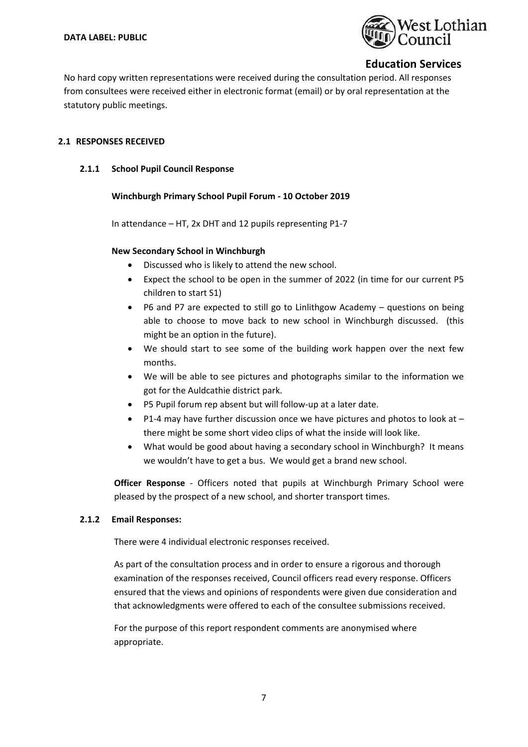No hard copy written representations were received during the consultation period. All responses from consultees were received either in electronic format (email) or by oral representation at the statutory public meetings.

## 2.1 RESPONSES RECEIVED

### 2.1.1 School Pupil Council Response

**Winchburgh Primary School Pupil Forum - 10 October 2019**

In attendance – HT, 2x DHT and 12 pupils representing P1-7

**New Secondary School in Winchburgh**

- Discussed who is likely to attend the new school.
- Expect the school to be open in the summer of 2022 (in time for our current P5 children to start S1)
- P6 and P7 are expected to still go to Linlithgow Academy – questions on being able to choose to move back to new school in Winchburgh discussed. (this might be an option in the future).
- We should start to see some of the building work happen over the next few months.
- We will be able to see pictures and photographs similar to the information we got for the Auldcathie district park.
- P5 Pupil forum rep absent but will follow-up at a later date.
- P1-4 may have further discussion once we have pictures and photos to look at – there might be some short video clips of what the inside will look like.
- What would be good about having a secondary school in Winchburgh? It means we wouldn't have to get a bus. We would get a brand new school.

**Officer Response** - Officers noted that pupils at Winchburgh Primary School were pleased by the prospect of a new school, and shorter transport times.

### 2.1.2 Email Responses:

There were 4 individual electronic responses received.

As part of the consultation process and in order to ensure a rigorous and thorough examination of the responses received, Council officers read every response. Officers ensured that the views and opinions of respondents were given due consideration and that acknowledgments were offered to each of the consultee submissions received.

For the purpose of this report respondent comments are anonymised where appropriate.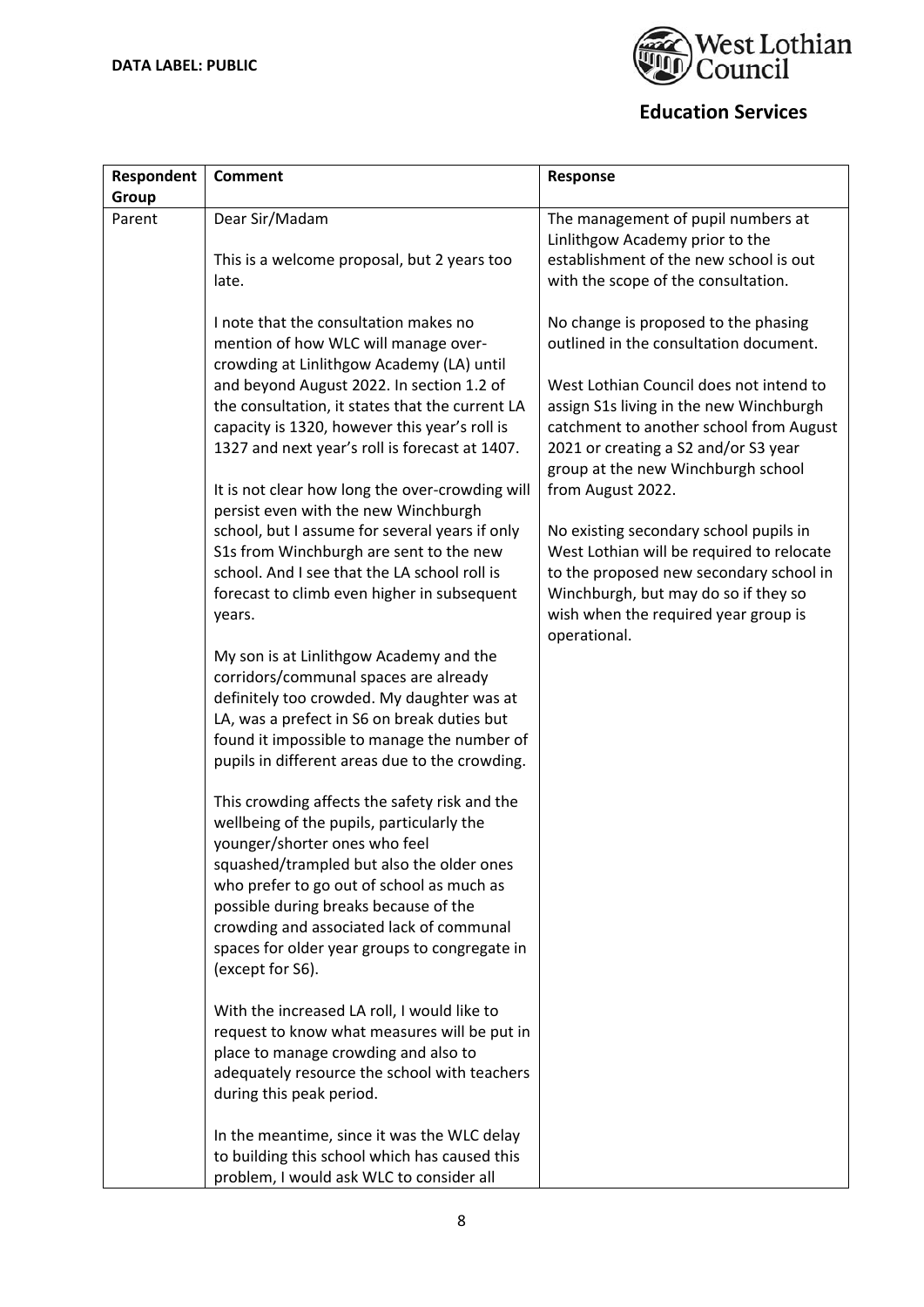| Respondent Group | Comment | Response |
|---|---|---|
| Parent | Dear Sir/Madam<br><br>This is a welcome proposal, but 2 years too late.<br><br>I note that the consultation makes no mention of how WLC will manage over-crowding at Linlithgow Academy (LA) until and beyond August 2022. In section 1.2 of the consultation, it states that the current LA capacity is 1320, however this year's roll is 1327 and next year's roll is forecast at 1407.<br><br>It is not clear how long the over-crowding will persist even with the new Winchburgh school, but I assume for several years if only S1s from Winchburgh are sent to the new school. And I see that the LA school roll is forecast to climb even higher in subsequent years.<br><br>My son is at Linlithgow Academy and the corridors/communal spaces are already definitely too crowded. My daughter was at LA, was a prefect in S6 on break duties but found it impossible to manage the number of pupils in different areas due to the crowding.<br><br>This crowding affects the safety risk and the wellbeing of the pupils, particularly the younger/shorter ones who feel squashed/trampled but also the older ones who prefer to go out of school as much as possible during breaks because of the crowding and associated lack of communal spaces for older year groups to congregate in (except for S6).<br><br>With the increased LA roll, I would like to request to know what measures will be put in place to manage crowding and also to adequately resource the school with teachers during this peak period.<br><br>In the meantime, since it was the WLC delay to building this school which has caused this problem, I would ask WLC to consider all | The management of pupil numbers at Linlithgow Academy prior to the establishment of the new school is out with the scope of the consultation.<br><br>No change is proposed to the phasing outlined in the consultation document.<br><br>West Lothian Council does not intend to assign S1s living in the new Winchburgh catchment to another school from August 2021 or creating a S2 and/or S3 year group at the new Winchburgh school from August 2022.<br><br>No existing secondary school pupils in West Lothian will be required to relocate to the proposed new secondary school in Winchburgh, but may do so if they so wish when the required year group is operational. |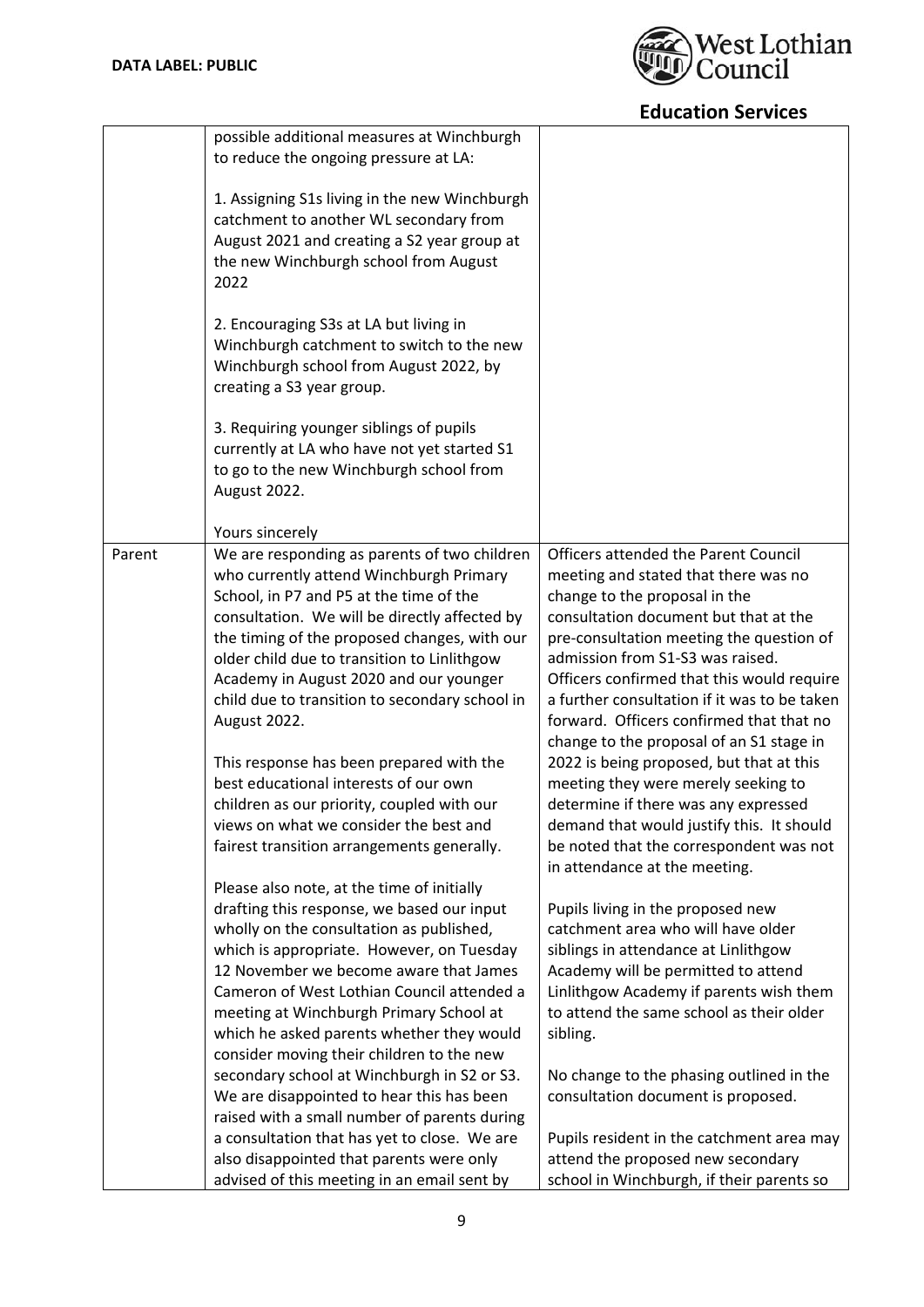| | | |
|---|---|---|
| | possible additional measures at Winchburgh to reduce the ongoing pressure at LA:<br><br>1. Assigning S1s living in the new Winchburgh catchment to another WL secondary from August 2021 and creating a S2 year group at the new Winchburgh school from August 2022<br><br>2. Encouraging S3s at LA but living in Winchburgh catchment to switch to the new Winchburgh school from August 2022, by creating a S3 year group.<br><br>3. Requiring younger siblings of pupils currently at LA who have not yet started S1 to go to the new Winchburgh school from August 2022.<br><br>Yours sincerely | |
| Parent | We are responding as parents of two children who currently attend Winchburgh Primary School, in P7 and P5 at the time of the consultation. We will be directly affected by the timing of the proposed changes, with our older child due to transition to Linlithgow Academy in August 2020 and our younger child due to transition to secondary school in August 2022.<br><br>This response has been prepared with the best educational interests of our own children as our priority, coupled with our views on what we consider the best and fairest transition arrangements generally.<br><br>Please also note, at the time of initially drafting this response, we based our input wholly on the consultation as published, which is appropriate. However, on Tuesday 12 November we become aware that James Cameron of West Lothian Council attended a meeting at Winchburgh Primary School at which he asked parents whether they would consider moving their children to the new secondary school at Winchburgh in S2 or S3. We are disappointed to hear this has been raised with a small number of parents during a consultation that has yet to close. We are also disappointed that parents were only advised of this meeting in an email sent by | Officers attended the Parent Council meeting and stated that there was no change to the proposal in the consultation document but that at the pre-consultation meeting the question of admission from S1-S3 was raised. Officers confirmed that this would require a further consultation if it was to be taken forward. Officers confirmed that that no change to the proposal of an S1 stage in 2022 is being proposed, but that at this meeting they were merely seeking to determine if there was any expressed demand that would justify this. It should be noted that the correspondent was not in attendance at the meeting.<br><br>Pupils living in the proposed new catchment area who will have older siblings in attendance at Linlithgow Academy will be permitted to attend Linlithgow Academy if parents wish them to attend the same school as their older sibling.<br><br>No change to the phasing outlined in the consultation document is proposed.<br><br>Pupils resident in the catchment area may attend the proposed new secondary school in Winchburgh, if their parents so |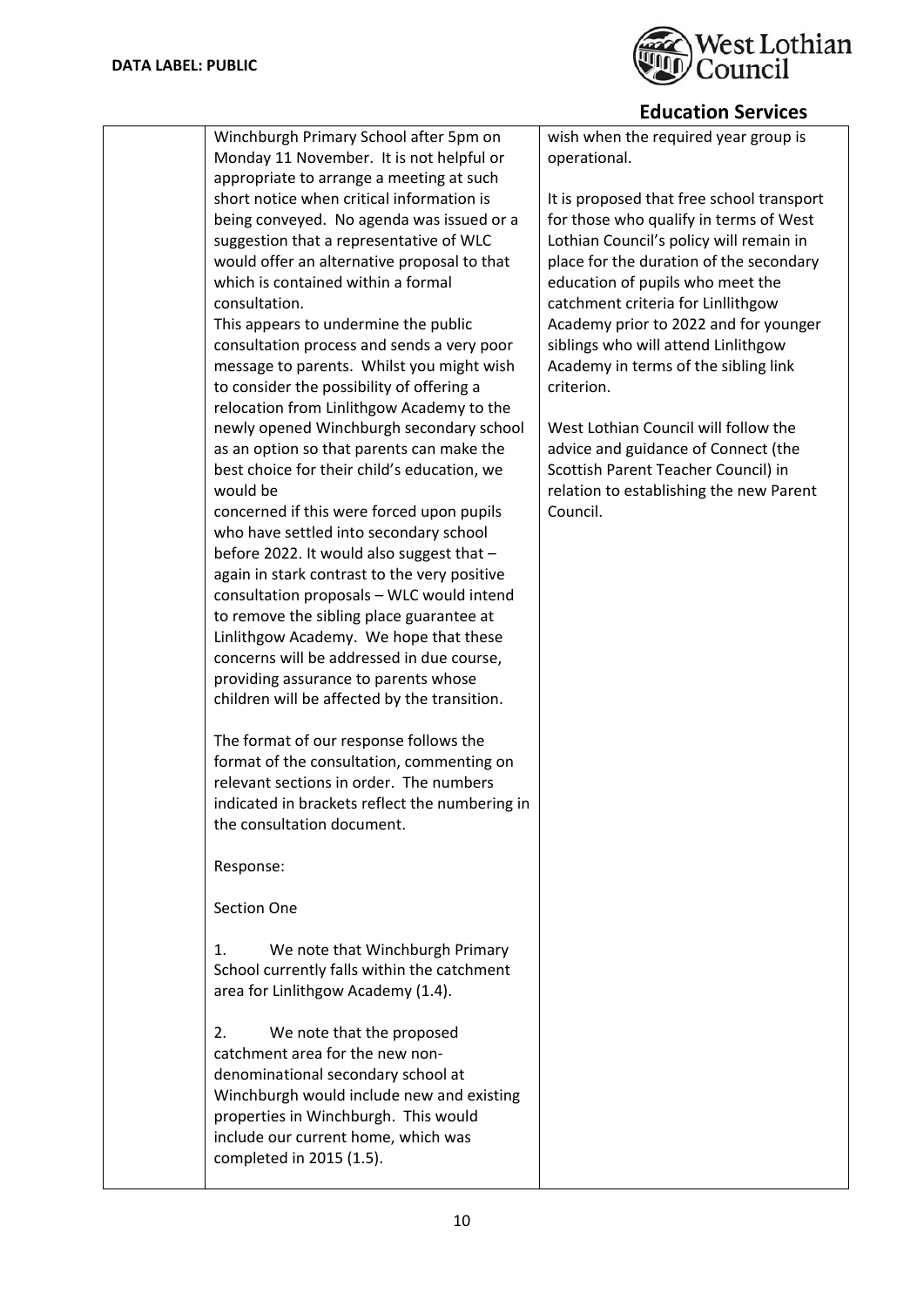| | | |
|---|---|---|
| | Winchburgh Primary School after 5pm on Monday 11 November. It is not helpful or appropriate to arrange a meeting at such short notice when critical information is being conveyed. No agenda was issued or a suggestion that a representative of WLC would offer an alternative proposal to that which is contained within a formal consultation.<br>This appears to undermine the public consultation process and sends a very poor message to parents. Whilst you might wish to consider the possibility of offering a relocation from Linlithgow Academy to the newly opened Winchburgh secondary school as an option so that parents can make the best choice for their child's education, we would be<br>concerned if this were forced upon pupils who have settled into secondary school before 2022. It would also suggest that – again in stark contrast to the very positive consultation proposals – WLC would intend to remove the sibling place guarantee at Linlithgow Academy. We hope that these concerns will be addressed in due course, providing assurance to parents whose children will be affected by the transition.<br><br>The format of our response follows the format of the consultation, commenting on relevant sections in order. The numbers indicated in brackets reflect the numbering in the consultation document.<br><br>Response:<br><br>Section One<br><br>1. We note that Winchburgh Primary School currently falls within the catchment area for Linlithgow Academy (1.4).<br><br>2. We note that the proposed catchment area for the new non-denominational secondary school at Winchburgh would include new and existing properties in Winchburgh. This would include our current home, which was completed in 2015 (1.5). | wish when the required year group is operational.<br><br>It is proposed that free school transport for those who qualify in terms of West Lothian Council's policy will remain in place for the duration of the secondary education of pupils who meet the catchment criteria for Linllithgow Academy prior to 2022 and for younger siblings who will attend Linlithgow Academy in terms of the sibling link criterion.<br><br>West Lothian Council will follow the advice and guidance of Connect (the Scottish Parent Teacher Council) in relation to establishing the new Parent Council. |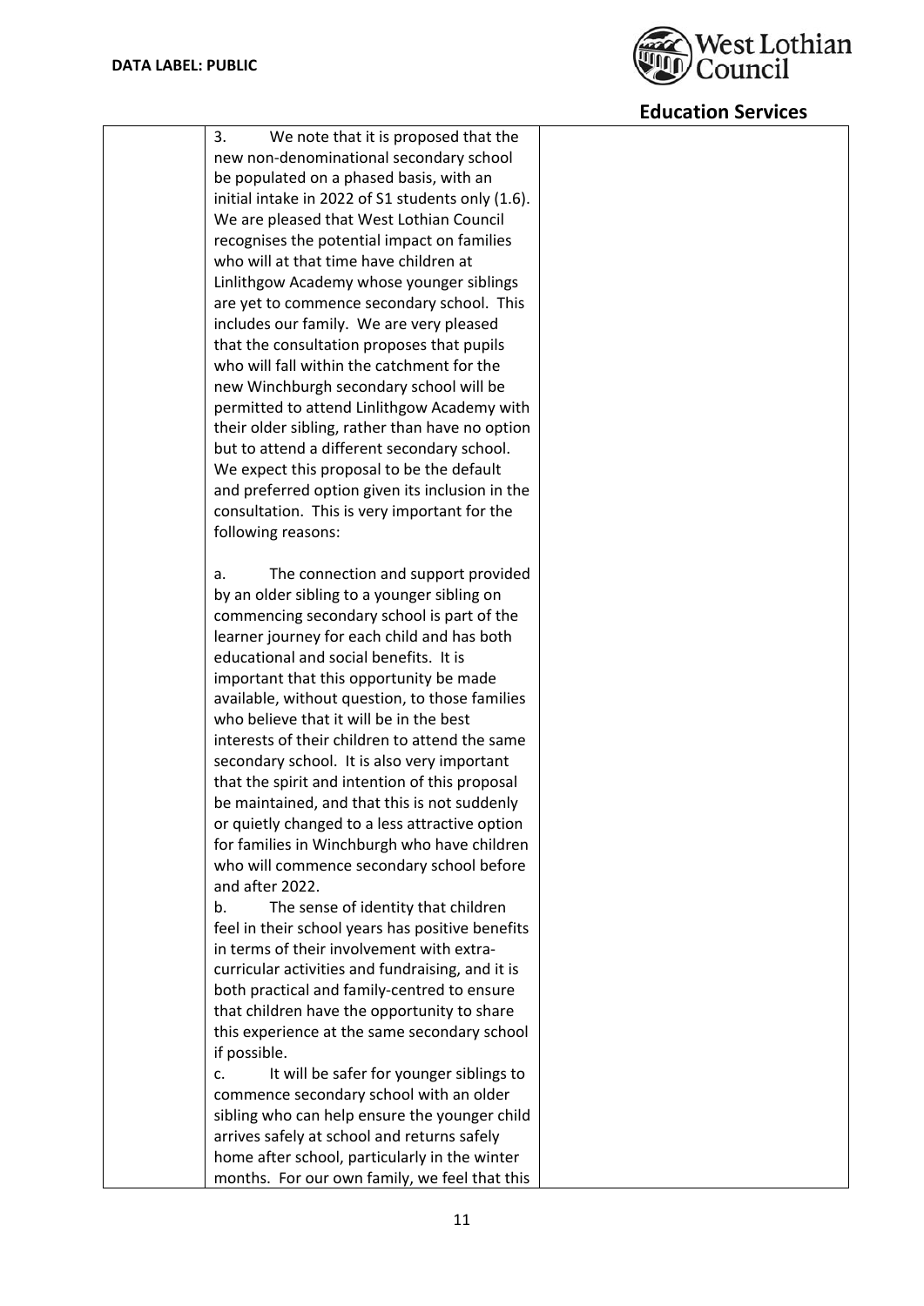| | | |
|---|---|---|
| | 3. We note that it is proposed that the new non-denominational secondary school be populated on a phased basis, with an initial intake in 2022 of S1 students only (1.6). We are pleased that West Lothian Council recognises the potential impact on families who will at that time have children at Linlithgow Academy whose younger siblings are yet to commence secondary school. This includes our family. We are very pleased that the consultation proposes that pupils who will fall within the catchment for the new Winchburgh secondary school will be permitted to attend Linlithgow Academy with their older sibling, rather than have no option but to attend a different secondary school. We expect this proposal to be the default and preferred option given its inclusion in the consultation. This is very important for the following reasons:<br><br>a. The connection and support provided by an older sibling to a younger sibling on commencing secondary school is part of the learner journey for each child and has both educational and social benefits. It is important that this opportunity be made available, without question, to those families who believe that it will be in the best interests of their children to attend the same secondary school. It is also very important that the spirit and intention of this proposal be maintained, and that this is not suddenly or quietly changed to a less attractive option for families in Winchburgh who have children who will commence secondary school before and after 2022.<br>b. The sense of identity that children feel in their school years has positive benefits in terms of their involvement with extra-curricular activities and fundraising, and it is both practical and family-centred to ensure that children have the opportunity to share this experience at the same secondary school if possible.<br>c. It will be safer for younger siblings to commence secondary school with an older sibling who can help ensure the younger child arrives safely at school and returns safely home after school, particularly in the winter months. For our own family, we feel that this | |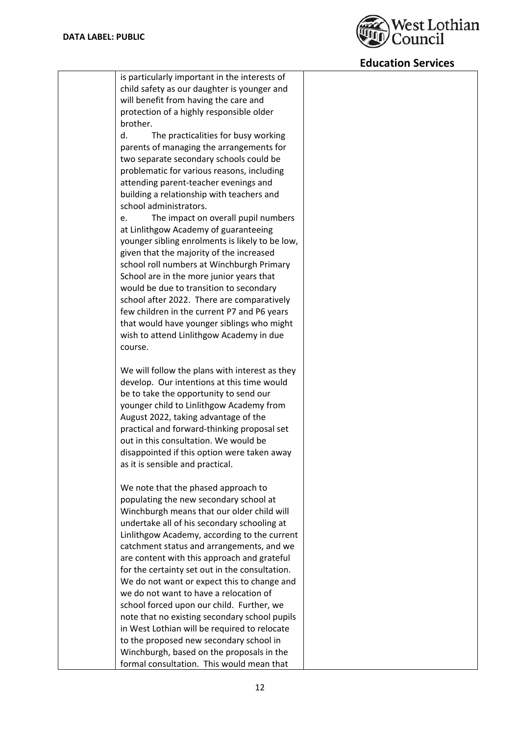| | is particularly important in the interests of child safety as our daughter is younger and will benefit from having the care and protection of a highly responsible older brother.<br>d. The practicalities for busy working parents of managing the arrangements for two separate secondary schools could be problematic for various reasons, including attending parent-teacher evenings and building a relationship with teachers and school administrators.<br>e. The impact on overall pupil numbers at Linlithgow Academy of guaranteeing younger sibling enrolments is likely to be low, given that the majority of the increased school roll numbers at Winchburgh Primary School are in the more junior years that would be due to transition to secondary school after 2022. There are comparatively few children in the current P7 and P6 years that would have younger siblings who might wish to attend Linlithgow Academy in due course.<br><br>We will follow the plans with interest as they develop. Our intentions at this time would be to take the opportunity to send our younger child to Linlithgow Academy from August 2022, taking advantage of the practical and forward-thinking proposal set out in this consultation. We would be disappointed if this option were taken away as it is sensible and practical.<br><br>We note that the phased approach to populating the new secondary school at Winchburgh means that our older child will undertake all of his secondary schooling at Linlithgow Academy, according to the current catchment status and arrangements, and we are content with this approach and grateful for the certainty set out in the consultation. We do not want or expect this to change and we do not want to have a relocation of school forced upon our child. Further, we note that no existing secondary school pupils in West Lothian will be required to relocate to the proposed new secondary school in Winchburgh, based on the proposals in the formal consultation. This would mean that | |
|---|---|---|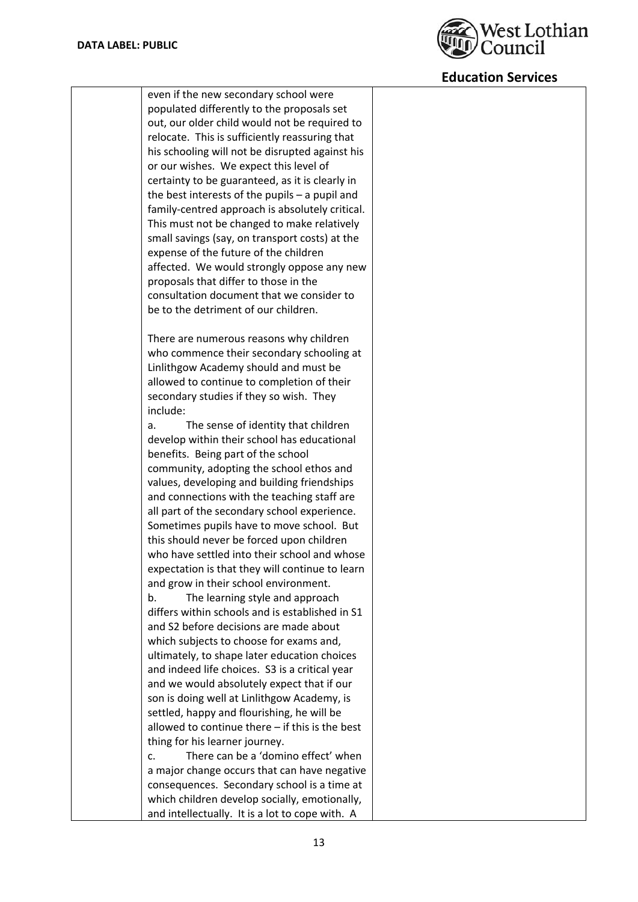| | | |
|---|---|---|
| | even if the new secondary school were populated differently to the proposals set out, our older child would not be required to relocate. This is sufficiently reassuring that his schooling will not be disrupted against his or our wishes. We expect this level of certainty to be guaranteed, as it is clearly in the best interests of the pupils – a pupil and family-centred approach is absolutely critical. This must not be changed to make relatively small savings (say, on transport costs) at the expense of the future of the children affected. We would strongly oppose any new proposals that differ to those in the consultation document that we consider to be to the detriment of our children.<br><br>There are numerous reasons why children who commence their secondary schooling at Linlithgow Academy should and must be allowed to continue to completion of their secondary studies if they so wish. They include:<br>a. The sense of identity that children develop within their school has educational benefits. Being part of the school community, adopting the school ethos and values, developing and building friendships and connections with the teaching staff are all part of the secondary school experience. Sometimes pupils have to move school. But this should never be forced upon children who have settled into their school and whose expectation is that they will continue to learn and grow in their school environment.<br>b. The learning style and approach differs within schools and is established in S1 and S2 before decisions are made about which subjects to choose for exams and, ultimately, to shape later education choices and indeed life choices. S3 is a critical year and we would absolutely expect that if our son is doing well at Linlithgow Academy, is settled, happy and flourishing, he will be allowed to continue there – if this is the best thing for his learner journey.<br>c. There can be a 'domino effect' when a major change occurs that can have negative consequences. Secondary school is a time at which children develop socially, emotionally, and intellectually. It is a lot to cope with. A | |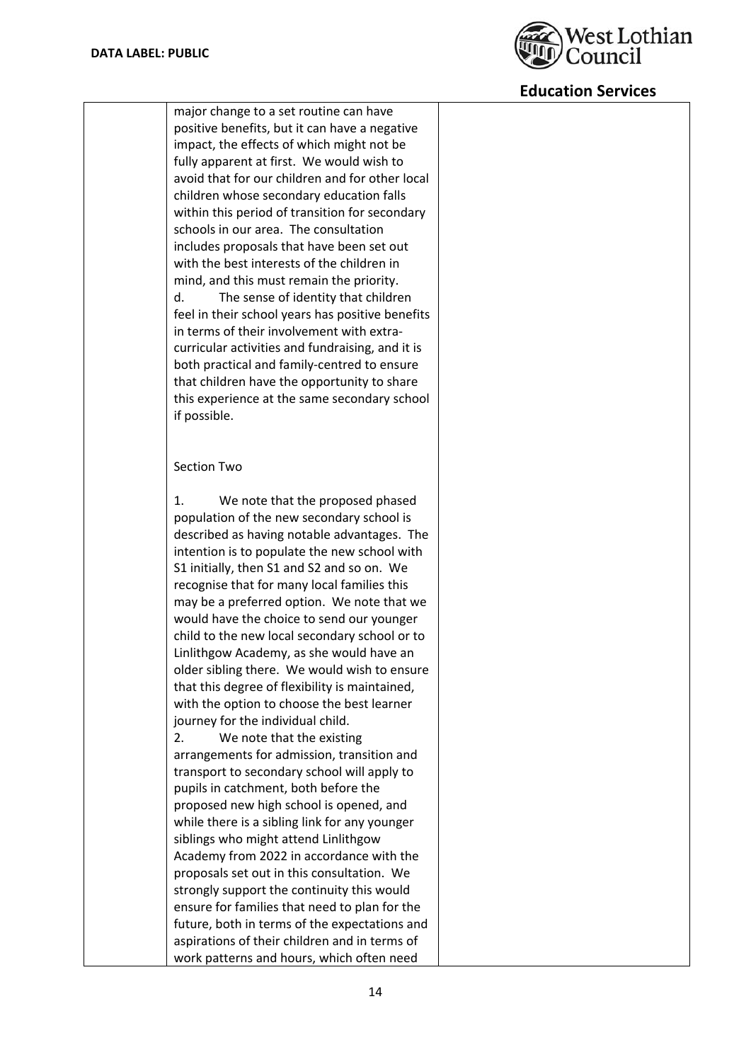| | | |
|---|---|---|
| | major change to a set routine can have positive benefits, but it can have a negative impact, the effects of which might not be fully apparent at first. We would wish to avoid that for our children and for other local children whose secondary education falls within this period of transition for secondary schools in our area. The consultation includes proposals that have been set out with the best interests of the children in mind, and this must remain the priority.<br>d. The sense of identity that children feel in their school years has positive benefits in terms of their involvement with extra-curricular activities and fundraising, and it is both practical and family-centred to ensure that children have the opportunity to share this experience at the same secondary school if possible.<br><br>Section Two<br><br>1. We note that the proposed phased population of the new secondary school is described as having notable advantages. The intention is to populate the new school with S1 initially, then S1 and S2 and so on. We recognise that for many local families this may be a preferred option. We note that we would have the choice to send our younger child to the new local secondary school or to Linlithgow Academy, as she would have an older sibling there. We would wish to ensure that this degree of flexibility is maintained, with the option to choose the best learner journey for the individual child.<br>2. We note that the existing arrangements for admission, transition and transport to secondary school will apply to pupils in catchment, both before the proposed new high school is opened, and while there is a sibling link for any younger siblings who might attend Linlithgow Academy from 2022 in accordance with the proposals set out in this consultation. We strongly support the continuity this would ensure for families that need to plan for the future, both in terms of the expectations and aspirations of their children and in terms of work patterns and hours, which often need | |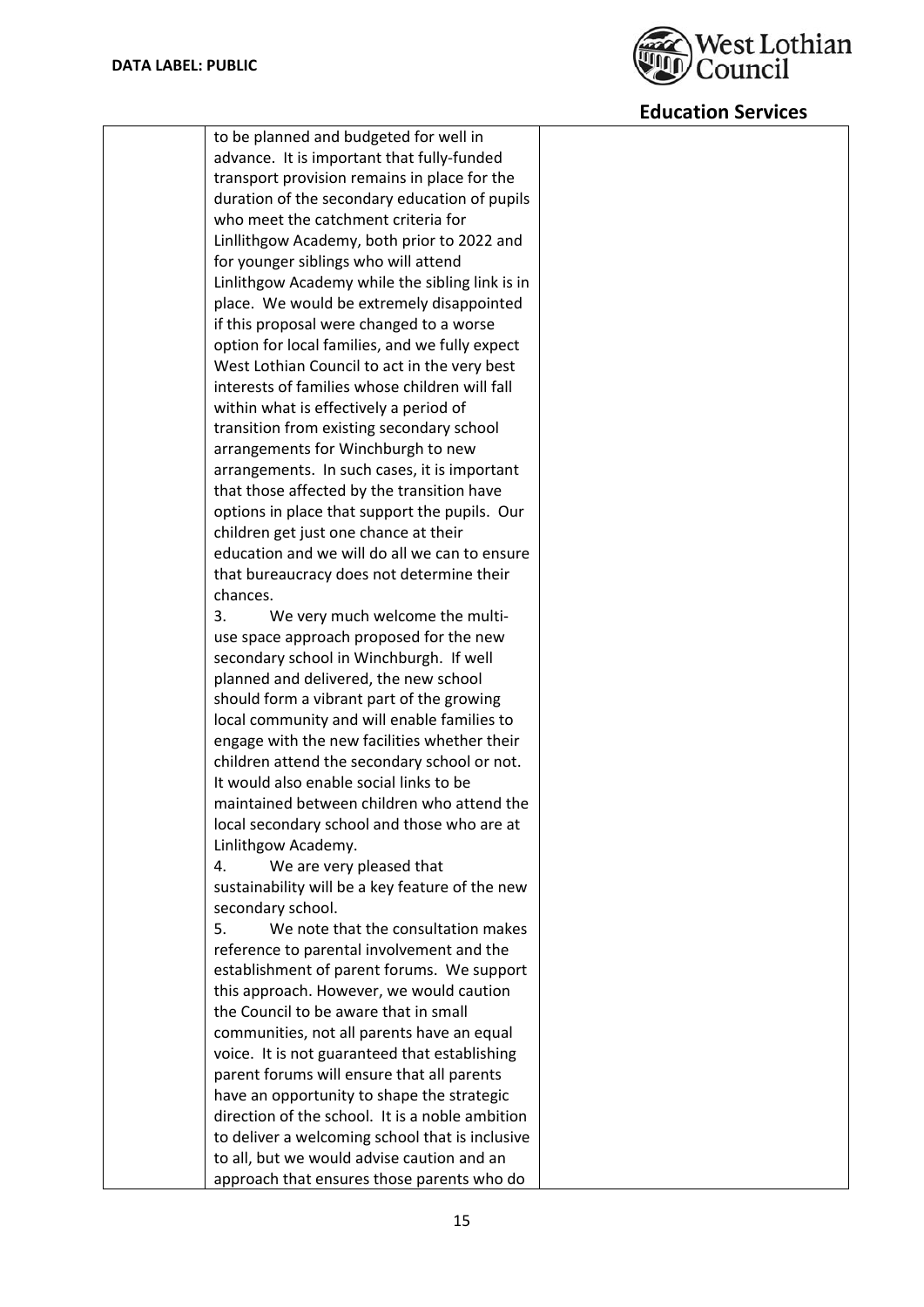| | | |
|---|---|---|
| | to be planned and budgeted for well in advance. It is important that fully-funded transport provision remains in place for the duration of the secondary education of pupils who meet the catchment criteria for Linllithgow Academy, both prior to 2022 and for younger siblings who will attend Linlithgow Academy while the sibling link is in place. We would be extremely disappointed if this proposal were changed to a worse option for local families, and we fully expect West Lothian Council to act in the very best interests of families whose children will fall within what is effectively a period of transition from existing secondary school arrangements for Winchburgh to new arrangements. In such cases, it is important that those affected by the transition have options in place that support the pupils. Our children get just one chance at their education and we will do all we can to ensure that bureaucracy does not determine their chances.<br>3. We very much welcome the multi-use space approach proposed for the new secondary school in Winchburgh. If well planned and delivered, the new school should form a vibrant part of the growing local community and will enable families to engage with the new facilities whether their children attend the secondary school or not. It would also enable social links to be maintained between children who attend the local secondary school and those who are at Linlithgow Academy.<br>4. We are very pleased that sustainability will be a key feature of the new secondary school.<br>5. We note that the consultation makes reference to parental involvement and the establishment of parent forums. We support this approach. However, we would caution the Council to be aware that in small communities, not all parents have an equal voice. It is not guaranteed that establishing parent forums will ensure that all parents have an opportunity to shape the strategic direction of the school. It is a noble ambition to deliver a welcoming school that is inclusive to all, but we would advise caution and an approach that ensures those parents who do | |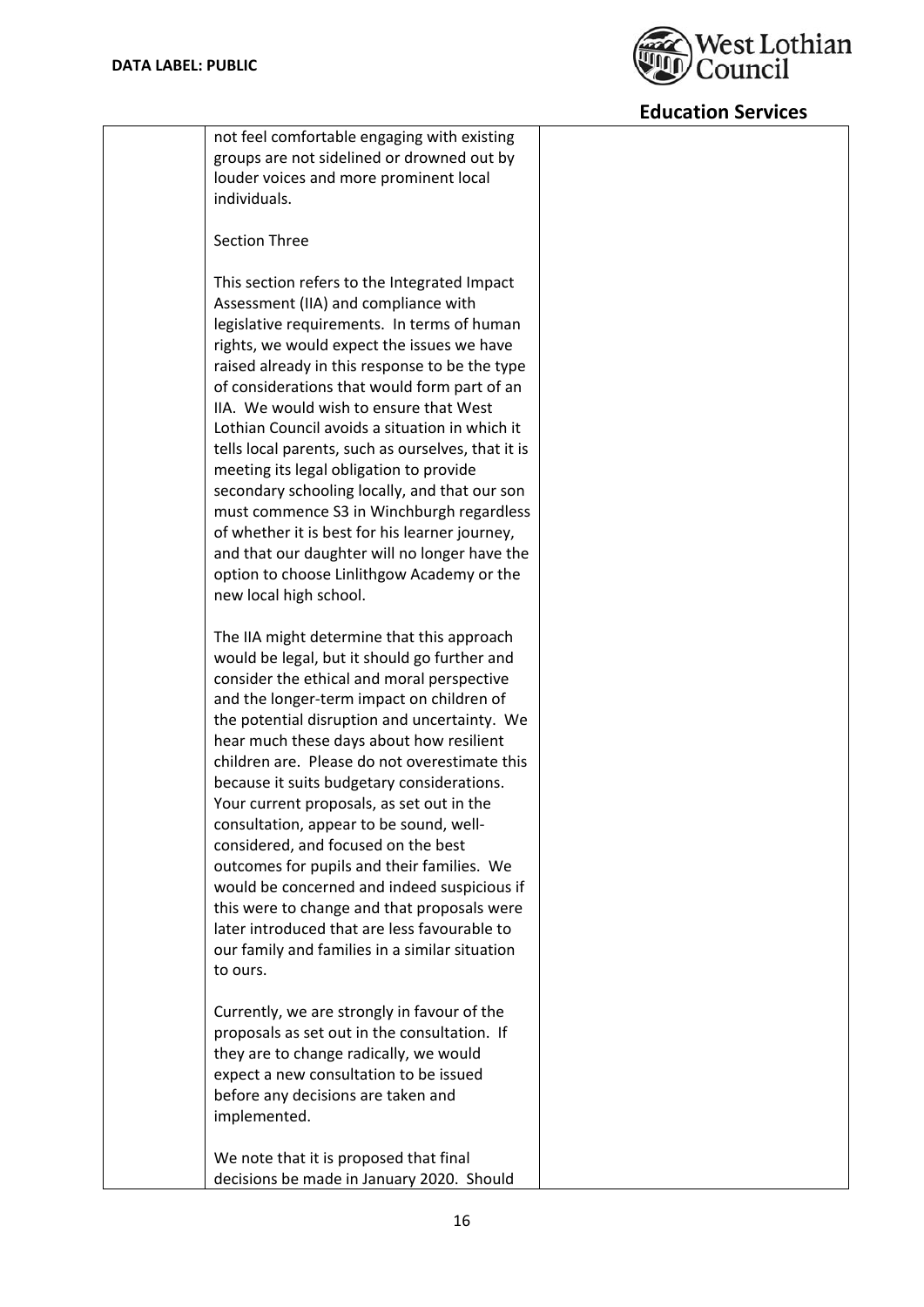| | | |
|---|---|---|
| | not feel comfortable engaging with existing groups are not sidelined or drowned out by louder voices and more prominent local individuals.<br><br>Section Three<br><br>This section refers to the Integrated Impact Assessment (IIA) and compliance with legislative requirements. In terms of human rights, we would expect the issues we have raised already in this response to be the type of considerations that would form part of an IIA. We would wish to ensure that West Lothian Council avoids a situation in which it tells local parents, such as ourselves, that it is meeting its legal obligation to provide secondary schooling locally, and that our son must commence S3 in Winchburgh regardless of whether it is best for his learner journey, and that our daughter will no longer have the option to choose Linlithgow Academy or the new local high school.<br><br>The IIA might determine that this approach would be legal, but it should go further and consider the ethical and moral perspective and the longer-term impact on children of the potential disruption and uncertainty. We hear much these days about how resilient children are. Please do not overestimate this because it suits budgetary considerations. Your current proposals, as set out in the consultation, appear to be sound, well-considered, and focused on the best outcomes for pupils and their families. We would be concerned and indeed suspicious if this were to change and that proposals were later introduced that are less favourable to our family and families in a similar situation to ours.<br><br>Currently, we are strongly in favour of the proposals as set out in the consultation. If they are to change radically, we would expect a new consultation to be issued before any decisions are taken and implemented.<br><br>We note that it is proposed that final decisions be made in January 2020. Should | |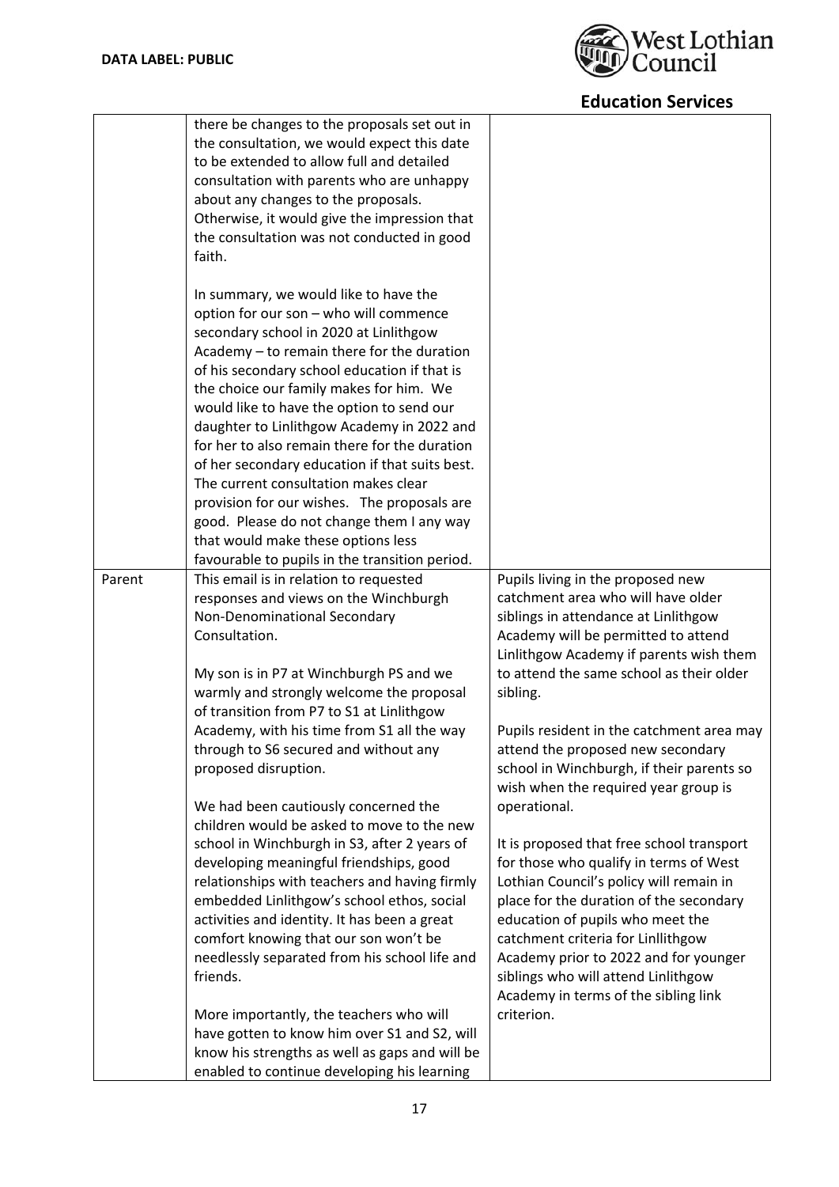| | | |
|---|---|---|
| | there be changes to the proposals set out in the consultation, we would expect this date to be extended to allow full and detailed consultation with parents who are unhappy about any changes to the proposals. Otherwise, it would give the impression that the consultation was not conducted in good faith.<br><br>In summary, we would like to have the option for our son – who will commence secondary school in 2020 at Linlithgow Academy – to remain there for the duration of his secondary school education if that is the choice our family makes for him. We would like to have the option to send our daughter to Linlithgow Academy in 2022 and for her to also remain there for the duration of her secondary education if that suits best. The current consultation makes clear provision for our wishes. The proposals are good. Please do not change them I any way that would make these options less favourable to pupils in the transition period. | |
| Parent | This email is in relation to requested responses and views on the Winchburgh Non-Denominational Secondary Consultation.<br><br>My son is in P7 at Winchburgh PS and we warmly and strongly welcome the proposal of transition from P7 to S1 at Linlithgow Academy, with his time from S1 all the way through to S6 secured and without any proposed disruption.<br><br>We had been cautiously concerned the children would be asked to move to the new school in Winchburgh in S3, after 2 years of developing meaningful friendships, good relationships with teachers and having firmly embedded Linlithgow's school ethos, social activities and identity. It has been a great comfort knowing that our son won't be needlessly separated from his school life and friends.<br><br>More importantly, the teachers who will have gotten to know him over S1 and S2, will know his strengths as well as gaps and will be enabled to continue developing his learning | Pupils living in the proposed new catchment area who will have older siblings in attendance at Linlithgow Academy will be permitted to attend Linlithgow Academy if parents wish them to attend the same school as their older sibling.<br><br>Pupils resident in the catchment area may attend the proposed new secondary school in Winchburgh, if their parents so wish when the required year group is operational.<br><br>It is proposed that free school transport for those who qualify in terms of West Lothian Council's policy will remain in place for the duration of the secondary education of pupils who meet the catchment criteria for Linllithgow Academy prior to 2022 and for younger siblings who will attend Linlithgow Academy in terms of the sibling link criterion. |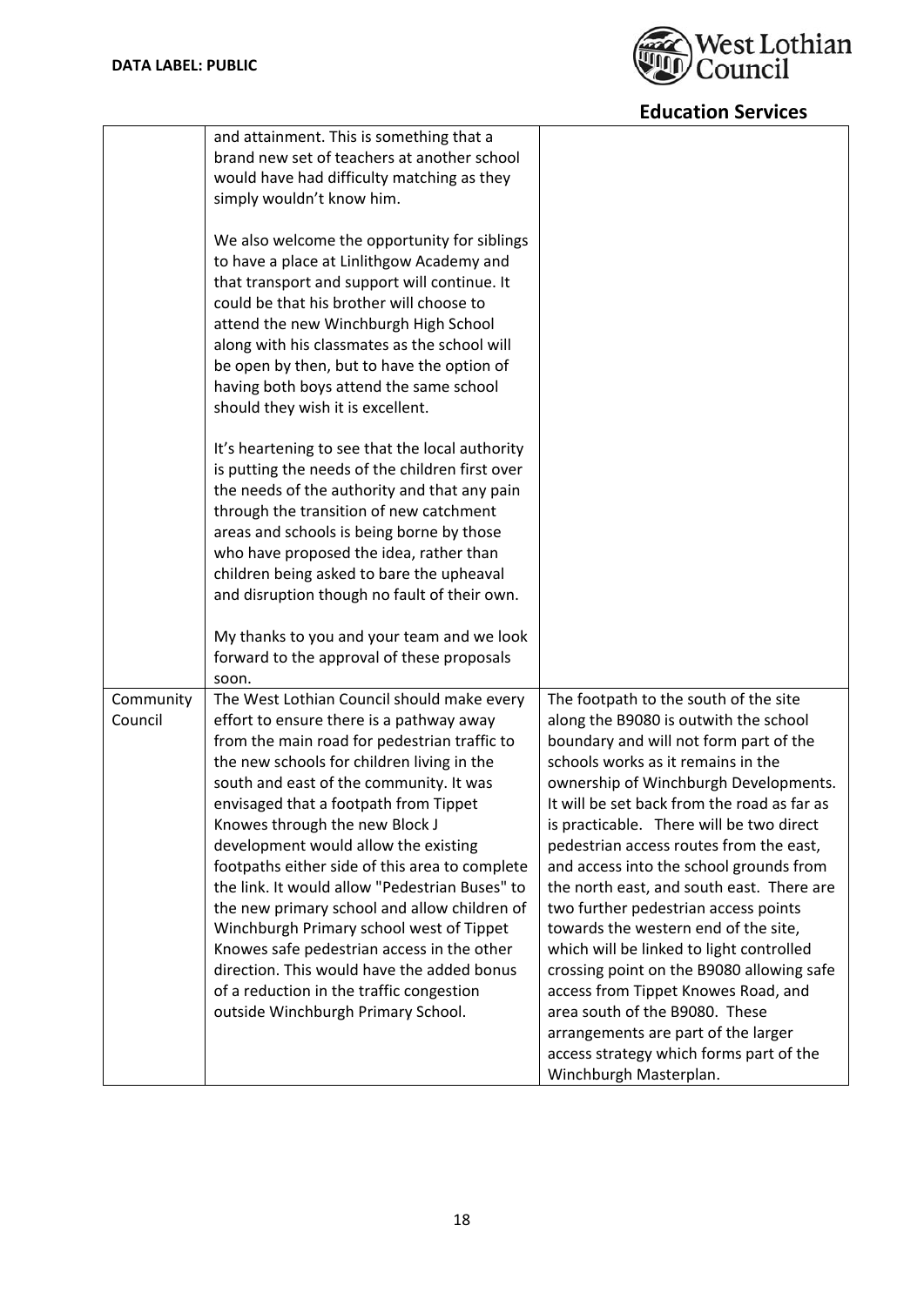| | | |
|---|---|---|
| | and attainment. This is something that a brand new set of teachers at another school would have had difficulty matching as they simply wouldn't know him.<br><br>We also welcome the opportunity for siblings to have a place at Linlithgow Academy and that transport and support will continue. It could be that his brother will choose to attend the new Winchburgh High School along with his classmates as the school will be open by then, but to have the option of having both boys attend the same school should they wish it is excellent.<br><br>It's heartening to see that the local authority is putting the needs of the children first over the needs of the authority and that any pain through the transition of new catchment areas and schools is being borne by those who have proposed the idea, rather than children being asked to bare the upheaval and disruption though no fault of their own.<br><br>My thanks to you and your team and we look forward to the approval of these proposals soon. | |
| Community Council | The West Lothian Council should make every effort to ensure there is a pathway away from the main road for pedestrian traffic to the new schools for children living in the south and east of the community. It was envisaged that a footpath from Tippet Knowes through the new Block J development would allow the existing footpaths either side of this area to complete the link. It would allow "Pedestrian Buses" to the new primary school and allow children of Winchburgh Primary school west of Tippet Knowes safe pedestrian access in the other direction. This would have the added bonus of a reduction in the traffic congestion outside Winchburgh Primary School. | The footpath to the south of the site along the B9080 is outwith the school boundary and will not form part of the schools works as it remains in the ownership of Winchburgh Developments. It will be set back from the road as far as is practicable. There will be two direct pedestrian access routes from the east, and access into the school grounds from the north east, and south east. There are two further pedestrian access points towards the western end of the site, which will be linked to light controlled crossing point on the B9080 allowing safe access from Tippet Knowes Road, and area south of the B9080. These arrangements are part of the larger access strategy which forms part of the Winchburgh Masterplan. |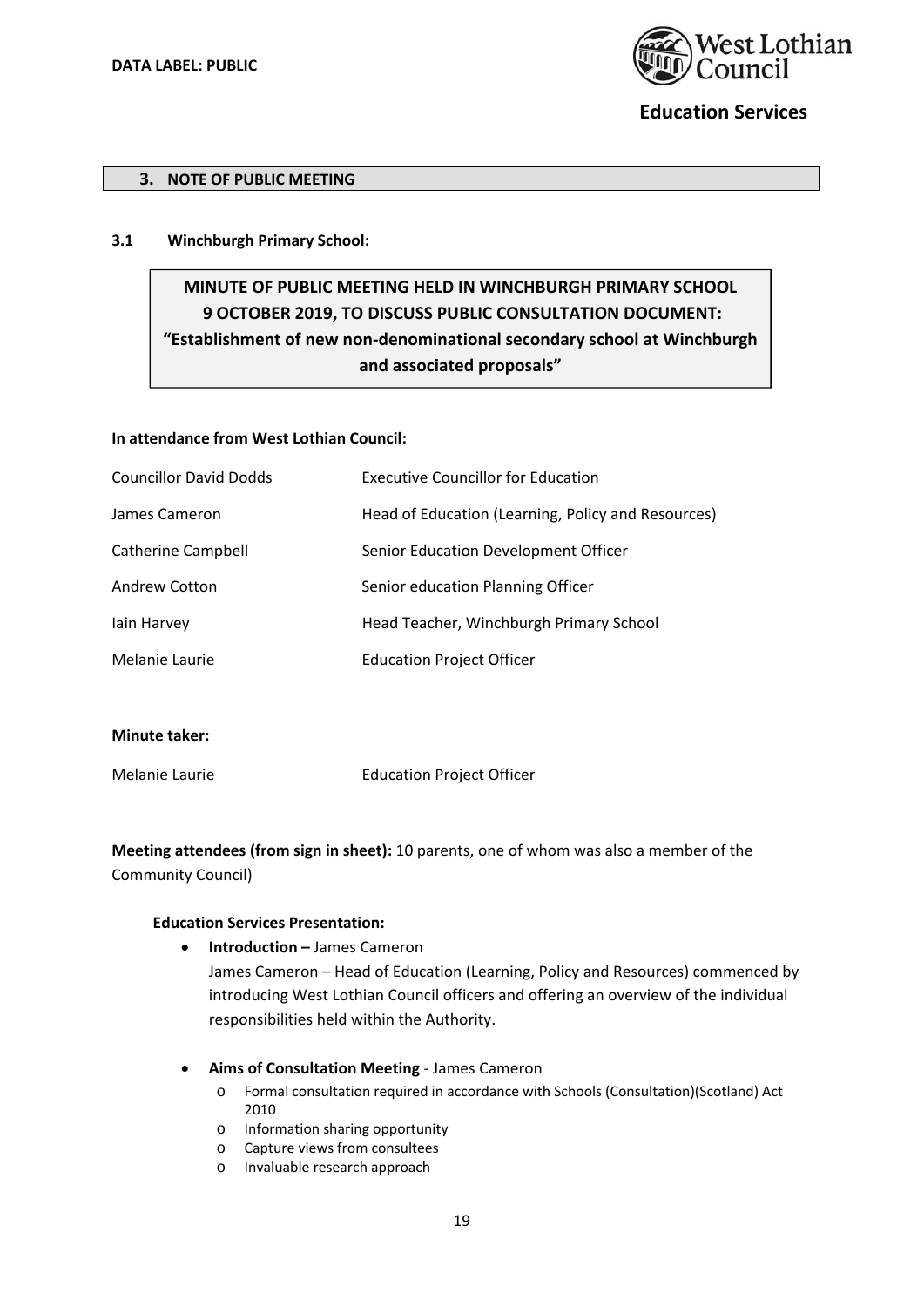**DATA LABEL: PUBLIC**

**Education Services**

## 3. NOTE OF PUBLIC MEETING

### 3.1 Winchburgh Primary School:

**MINUTE OF PUBLIC MEETING HELD IN WINCHBURGH PRIMARY SCHOOL 9 OCTOBER 2019, TO DISCUSS PUBLIC CONSULTATION DOCUMENT: "Establishment of new non-denominational secondary school at Winchburgh and associated proposals"**

**In attendance from West Lothian Council:**

| | |
|---|---|
| Councillor David Dodds | Executive Councillor for Education |
| James Cameron | Head of Education (Learning, Policy and Resources) |
| Catherine Campbell | Senior Education Development Officer |
| Andrew Cotton | Senior education Planning Officer |
| Iain Harvey | Head Teacher, Winchburgh Primary School |
| Melanie Laurie | Education Project Officer |

**Minute taker:**

| | |
|---|---|
| Melanie Laurie | Education Project Officer |

**Meeting attendees (from sign in sheet):** 10 parents, one of whom was also a member of the Community Council)

**Education Services Presentation:**

- **Introduction –** James Cameron
  James Cameron – Head of Education (Learning, Policy and Resources) commenced by introducing West Lothian Council officers and offering an overview of the individual responsibilities held within the Authority.
- **Aims of Consultation Meeting** - James Cameron
  - Formal consultation required in accordance with Schools (Consultation)(Scotland) Act 2010
  - Information sharing opportunity
  - Capture views from consultees
  - Invaluable research approach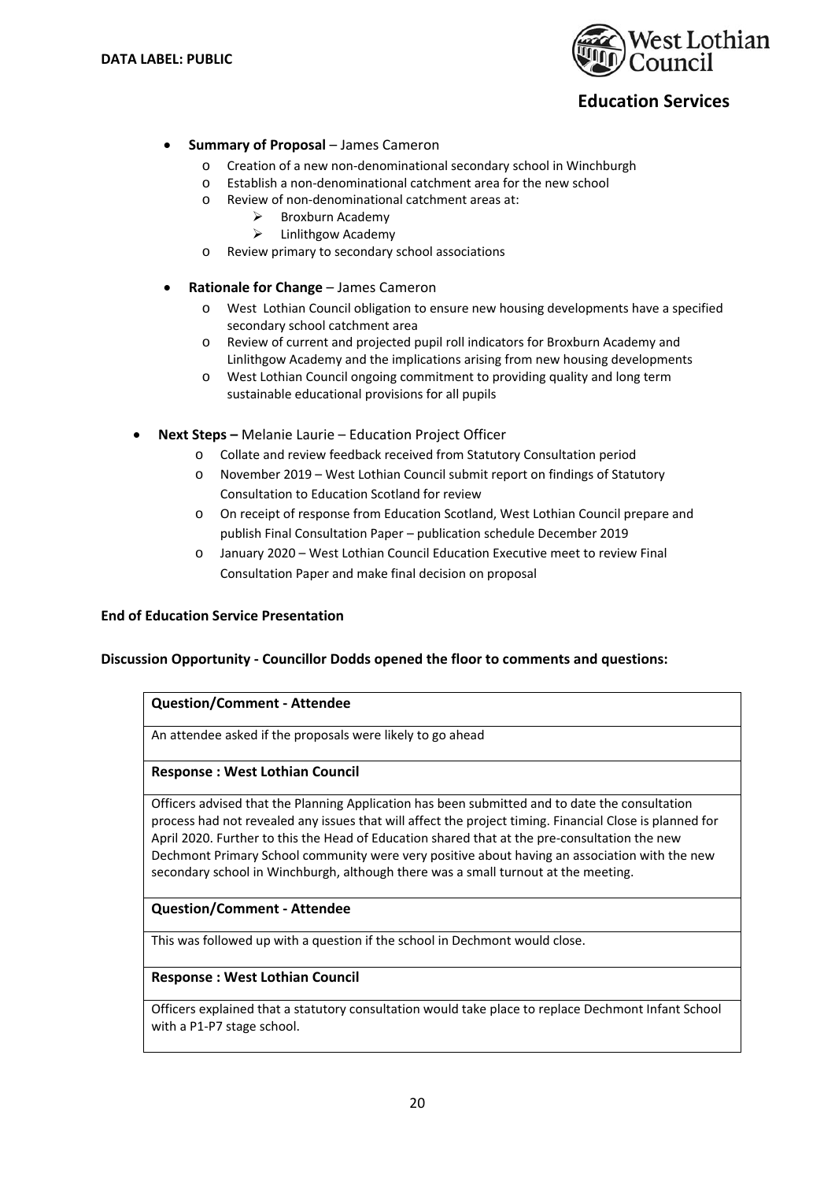- **Summary of Proposal** – James Cameron
  - Creation of a new non-denominational secondary school in Winchburgh
  - Establish a non-denominational catchment area for the new school
  - Review of non-denominational catchment areas at:
    - Broxburn Academy
    - Linlithgow Academy
  - Review primary to secondary school associations

- **Rationale for Change** – James Cameron
  - West Lothian Council obligation to ensure new housing developments have a specified secondary school catchment area
  - Review of current and projected pupil roll indicators for Broxburn Academy and Linlithgow Academy and the implications arising from new housing developments
  - West Lothian Council ongoing commitment to providing quality and long term sustainable educational provisions for all pupils

- **Next Steps –** Melanie Laurie – Education Project Officer
  - Collate and review feedback received from Statutory Consultation period
  - November 2019 – West Lothian Council submit report on findings of Statutory Consultation to Education Scotland for review
  - On receipt of response from Education Scotland, West Lothian Council prepare and publish Final Consultation Paper – publication schedule December 2019
  - January 2020 – West Lothian Council Education Executive meet to review Final Consultation Paper and make final decision on proposal

**End of Education Service Presentation**

**Discussion Opportunity - Councillor Dodds opened the floor to comments and questions:**

| **Question/Comment - Attendee** |
|---|
| An attendee asked if the proposals were likely to go ahead |
| **Response : West Lothian Council** |
| Officers advised that the Planning Application has been submitted and to date the consultation process had not revealed any issues that will affect the project timing. Financial Close is planned for April 2020. Further to this the Head of Education shared that at the pre-consultation the new Dechmont Primary School community were very positive about having an association with the new secondary school in Winchburgh, although there was a small turnout at the meeting. |
| **Question/Comment - Attendee** |
| This was followed up with a question if the school in Dechmont would close. |
| **Response : West Lothian Council** |
| Officers explained that a statutory consultation would take place to replace Dechmont Infant School with a P1-P7 stage school. |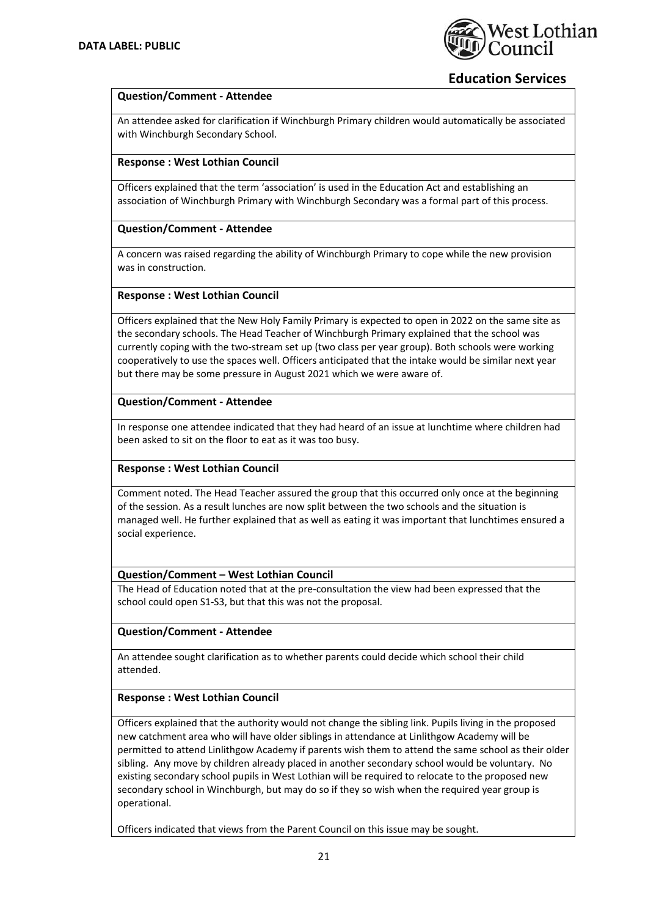**Question/Comment - Attendee**

An attendee asked for clarification if Winchburgh Primary children would automatically be associated with Winchburgh Secondary School.

**Response : West Lothian Council**

Officers explained that the term 'association' is used in the Education Act and establishing an association of Winchburgh Primary with Winchburgh Secondary was a formal part of this process.

**Question/Comment - Attendee**

A concern was raised regarding the ability of Winchburgh Primary to cope while the new provision was in construction.

**Response : West Lothian Council**

Officers explained that the New Holy Family Primary is expected to open in 2022 on the same site as the secondary schools. The Head Teacher of Winchburgh Primary explained that the school was currently coping with the two-stream set up (two class per year group). Both schools were working cooperatively to use the spaces well. Officers anticipated that the intake would be similar next year but there may be some pressure in August 2021 which we were aware of.

**Question/Comment - Attendee**

In response one attendee indicated that they had heard of an issue at lunchtime where children had been asked to sit on the floor to eat as it was too busy.

**Response : West Lothian Council**

Comment noted. The Head Teacher assured the group that this occurred only once at the beginning of the session. As a result lunches are now split between the two schools and the situation is managed well. He further explained that as well as eating it was important that lunchtimes ensured a social experience.

**Question/Comment – West Lothian Council**

The Head of Education noted that at the pre-consultation the view had been expressed that the school could open S1-S3, but that this was not the proposal.

**Question/Comment - Attendee**

An attendee sought clarification as to whether parents could decide which school their child attended.

**Response : West Lothian Council**

Officers explained that the authority would not change the sibling link. Pupils living in the proposed new catchment area who will have older siblings in attendance at Linlithgow Academy will be permitted to attend Linlithgow Academy if parents wish them to attend the same school as their older sibling. Any move by children already placed in another secondary school would be voluntary. No existing secondary school pupils in West Lothian will be required to relocate to the proposed new secondary school in Winchburgh, but may do so if they so wish when the required year group is operational.

Officers indicated that views from the Parent Council on this issue may be sought.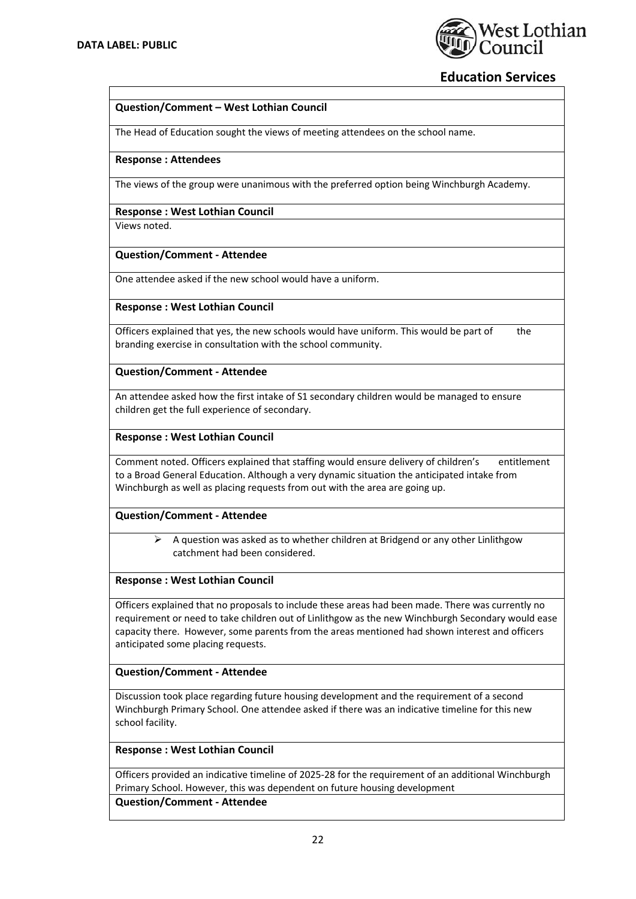**Question/Comment – West Lothian Council**

The Head of Education sought the views of meeting attendees on the school name.

**Response : Attendees**

The views of the group were unanimous with the preferred option being Winchburgh Academy.

**Response : West Lothian Council**

Views noted.

**Question/Comment - Attendee**

One attendee asked if the new school would have a uniform.

**Response : West Lothian Council**

Officers explained that yes, the new schools would have uniform. This would be part of the branding exercise in consultation with the school community.

**Question/Comment - Attendee**

An attendee asked how the first intake of S1 secondary children would be managed to ensure children get the full experience of secondary.

**Response : West Lothian Council**

Comment noted. Officers explained that staffing would ensure delivery of children's entitlement to a Broad General Education. Although a very dynamic situation the anticipated intake from Winchburgh as well as placing requests from out with the area are going up.

**Question/Comment - Attendee**

- A question was asked as to whether children at Bridgend or any other Linlithgow catchment had been considered.

**Response : West Lothian Council**

Officers explained that no proposals to include these areas had been made. There was currently no requirement or need to take children out of Linlithgow as the new Winchburgh Secondary would ease capacity there. However, some parents from the areas mentioned had shown interest and officers anticipated some placing requests.

**Question/Comment - Attendee**

Discussion took place regarding future housing development and the requirement of a second Winchburgh Primary School. One attendee asked if there was an indicative timeline for this new school facility.

**Response : West Lothian Council**

Officers provided an indicative timeline of 2025-28 for the requirement of an additional Winchburgh Primary School. However, this was dependent on future housing development

**Question/Comment - Attendee**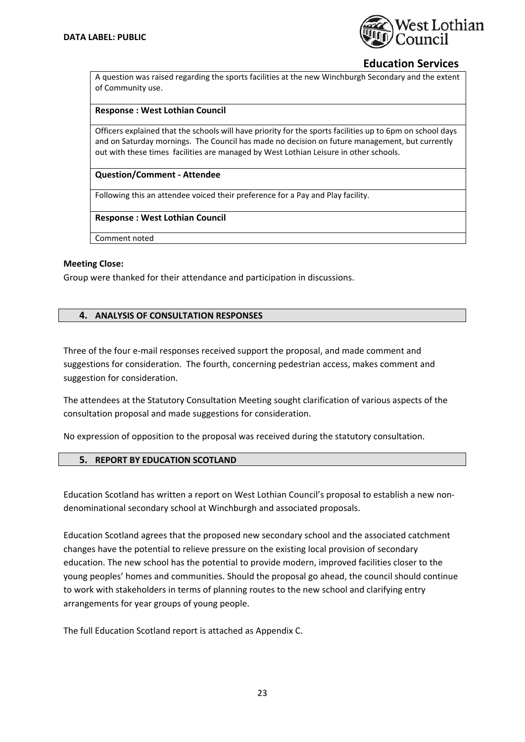| A question was raised regarding the sports facilities at the new Winchburgh Secondary and the extent of Community use. |
|---|
| **Response : West Lothian Council** |
| Officers explained that the schools will have priority for the sports facilities up to 6pm on school days and on Saturday mornings. The Council has made no decision on future management, but currently out with these times facilities are managed by West Lothian Leisure in other schools. |
| **Question/Comment - Attendee** |
| Following this an attendee voiced their preference for a Pay and Play facility. |
| **Response : West Lothian Council** |
| Comment noted |

**Meeting Close:**

Group were thanked for their attendance and participation in discussions.

## 4. ANALYSIS OF CONSULTATION RESPONSES

Three of the four e-mail responses received support the proposal, and made comment and suggestions for consideration. The fourth, concerning pedestrian access, makes comment and suggestion for consideration.

The attendees at the Statutory Consultation Meeting sought clarification of various aspects of the consultation proposal and made suggestions for consideration.

No expression of opposition to the proposal was received during the statutory consultation.

## 5. REPORT BY EDUCATION SCOTLAND

Education Scotland has written a report on West Lothian Council's proposal to establish a new non-denominational secondary school at Winchburgh and associated proposals.

Education Scotland agrees that the proposed new secondary school and the associated catchment changes have the potential to relieve pressure on the existing local provision of secondary education. The new school has the potential to provide modern, improved facilities closer to the young peoples' homes and communities. Should the proposal go ahead, the council should continue to work with stakeholders in terms of planning routes to the new school and clarifying entry arrangements for year groups of young people.

The full Education Scotland report is attached as Appendix C.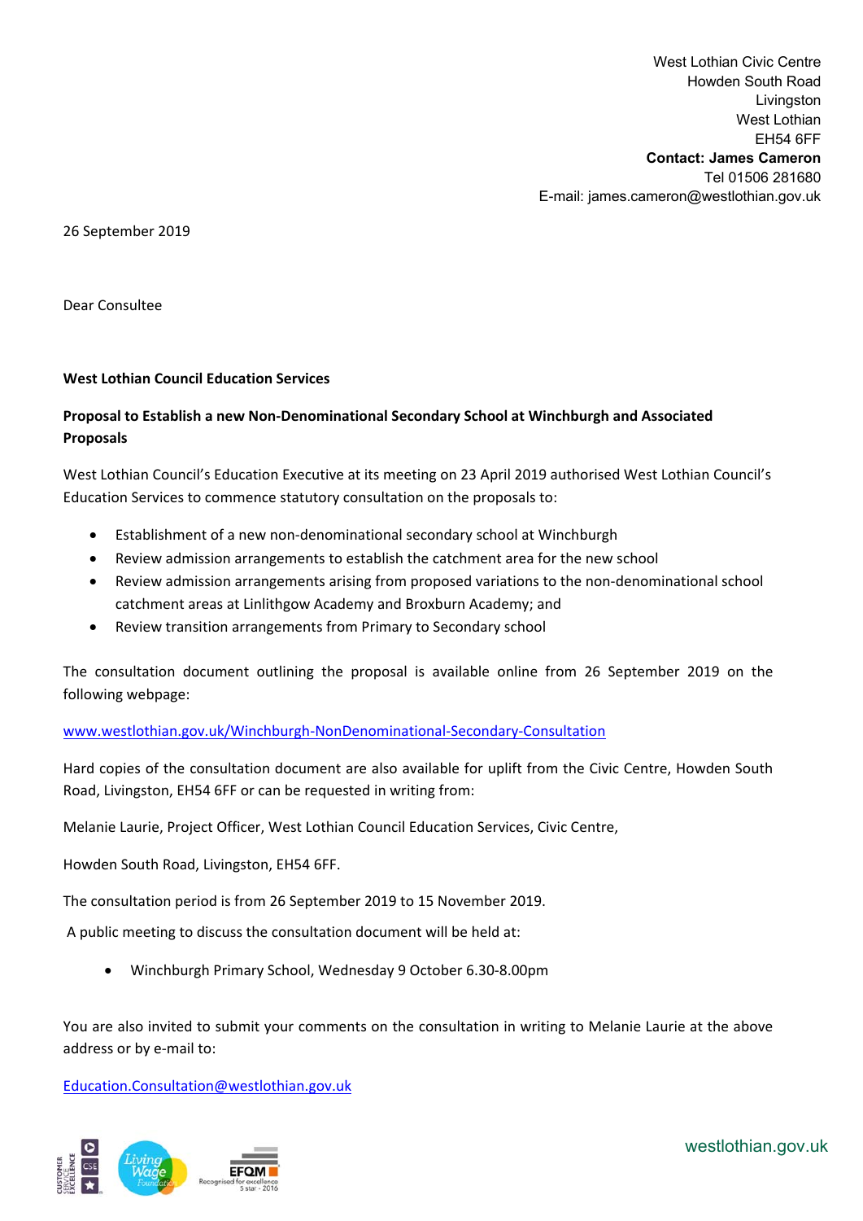West Lothian Civic Centre
Howden South Road
Livingston
West Lothian
EH54 6FF
**Contact: James Cameron**
Tel 01506 281680
E-mail: james.cameron@westlothian.gov.uk

26 September 2019

Dear Consultee

**West Lothian Council Education Services**

**Proposal to Establish a new Non-Denominational Secondary School at Winchburgh and Associated Proposals**

West Lothian Council's Education Executive at its meeting on 23 April 2019 authorised West Lothian Council's Education Services to commence statutory consultation on the proposals to:

- Establishment of a new non-denominational secondary school at Winchburgh
- Review admission arrangements to establish the catchment area for the new school
- Review admission arrangements arising from proposed variations to the non-denominational school catchment areas at Linlithgow Academy and Broxburn Academy; and
- Review transition arrangements from Primary to Secondary school

The consultation document outlining the proposal is available online from 26 September 2019 on the following webpage:

www.westlothian.gov.uk/Winchburgh-NonDenominational-Secondary-Consultation

Hard copies of the consultation document are also available for uplift from the Civic Centre, Howden South Road, Livingston, EH54 6FF or can be requested in writing from:

Melanie Laurie, Project Officer, West Lothian Council Education Services, Civic Centre,

Howden South Road, Livingston, EH54 6FF.

The consultation period is from 26 September 2019 to 15 November 2019.

A public meeting to discuss the consultation document will be held at:

- Winchburgh Primary School, Wednesday 9 October 6.30-8.00pm

You are also invited to submit your comments on the consultation in writing to Melanie Laurie at the above address or by e-mail to:

Education.Consultation@westlothian.gov.uk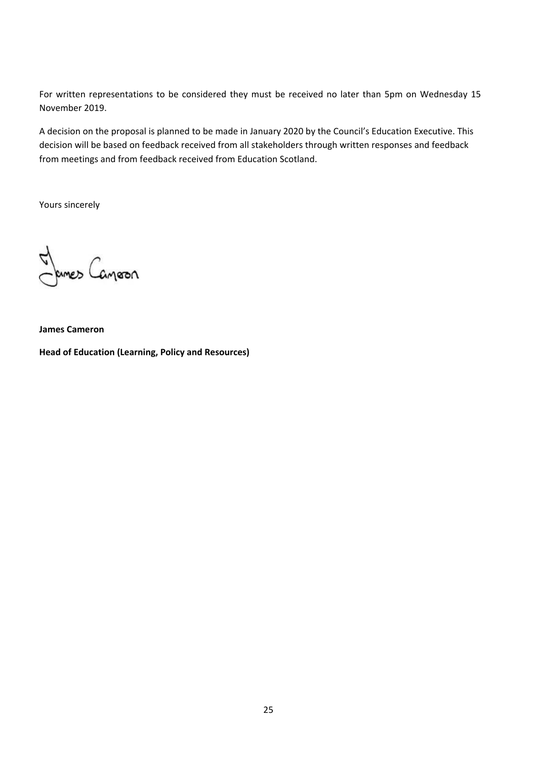For written representations to be considered they must be received no later than 5pm on Wednesday 15 November 2019.

A decision on the proposal is planned to be made in January 2020 by the Council's Education Executive. This decision will be based on feedback received from all stakeholders through written responses and feedback from meetings and from feedback received from Education Scotland.

Yours sincerely

**James Cameron**

**Head of Education (Learning, Policy and Resources)**